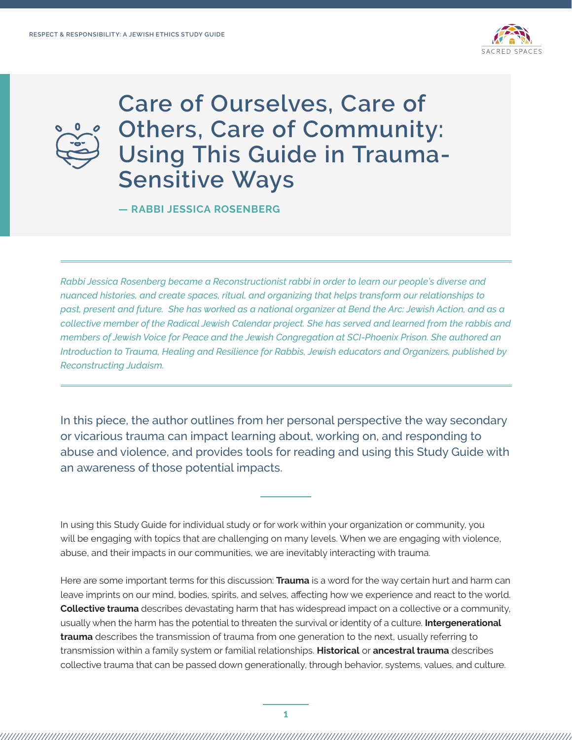# Care of Ourselves, Care of Others, Care of Community: Using This Guide in Trauma-Sensitive Ways

**— RABBI JESSICA ROSENBERG**

*Rabbi Jessica Rosenberg became a Reconstructionist rabbi in order to learn our people's diverse and nuanced histories, and create spaces, ritual, and organizing that helps transform our relationships to past, present and future. She has worked as a national organizer at Bend the Arc: Jewish Action, and as a collective member of the Radical Jewish Calendar project. She has served and learned from the rabbis and members of Jewish Voice for Peace and the Jewish Congregation at SCI-Phoenix Prison. She authored an Introduction to Trauma, Healing and Resilience for Rabbis, Jewish educators and Organizers, published by Reconstructing Judaism.*

In this piece, the author outlines from her personal perspective the way secondary or vicarious trauma can impact learning about, working on, and responding to abuse and violence, and provides tools for reading and using this Study Guide with an awareness of those potential impacts.

In using this Study Guide for individual study or for work within your organization or community, you will be engaging with topics that are challenging on many levels. When we are engaging with violence, abuse, and their impacts in our communities, we are inevitably interacting with trauma.

Here are some important terms for this discussion: **Trauma** is a word for the way certain hurt and harm can leave imprints on our mind, bodies, spirits, and selves, affecting how we experience and react to the world. **Collective trauma** describes devastating harm that has widespread impact on a collective or a community, usually when the harm has the potential to threaten the survival or identity of a culture. **Intergenerational trauma** describes the transmission of trauma from one generation to the next, usually referring to transmission within a family system or familial relationships. **Historical** or **ancestral trauma** describes collective trauma that can be passed down generationally, through behavior, systems, values, and culture.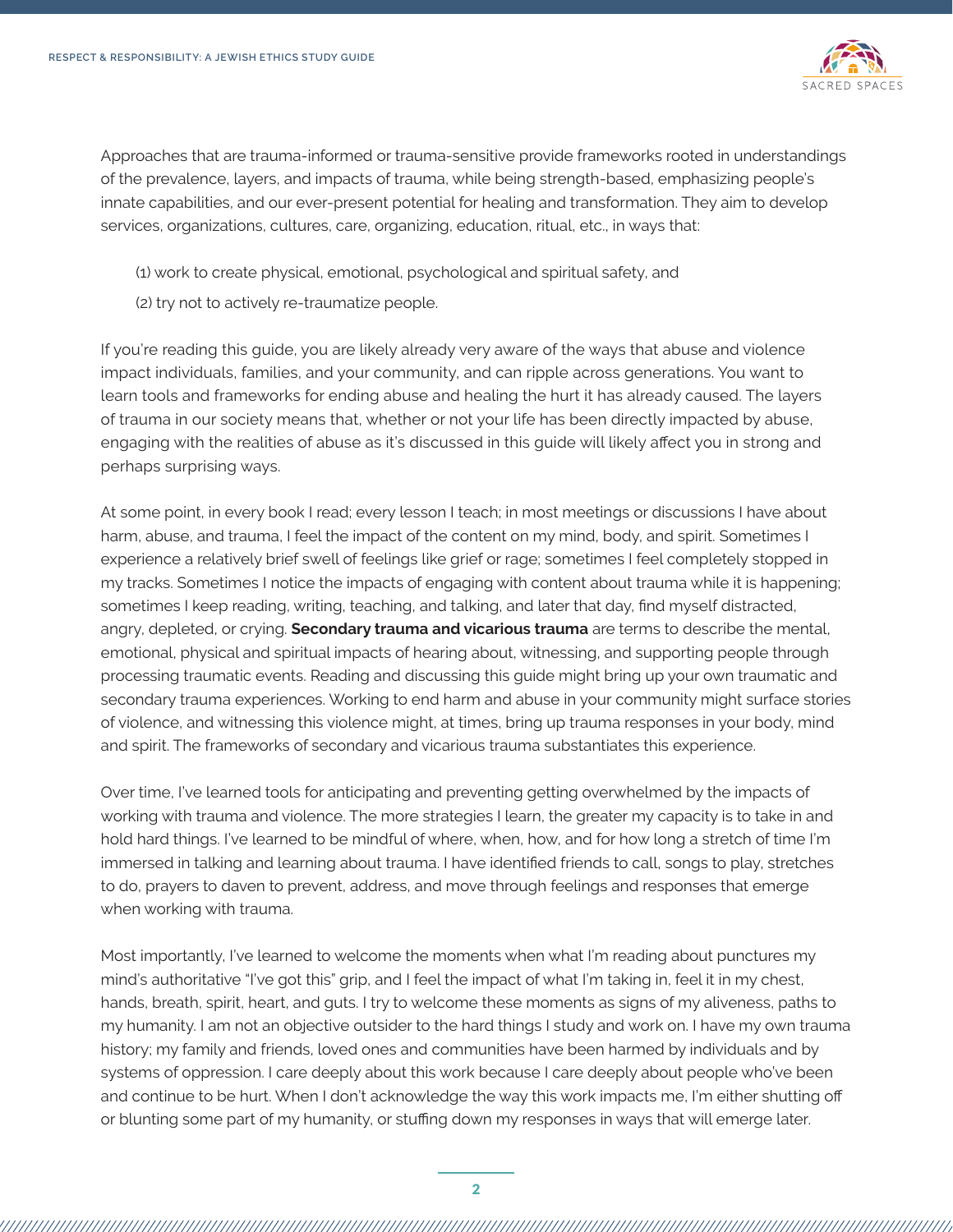Approaches that are trauma-informed or trauma-sensitive provide frameworks rooted in understandings of the prevalence, layers, and impacts of trauma, while being strength-based, emphasizing people's innate capabilities, and our ever-present potential for healing and transformation. They aim to develop services, organizations, cultures, care, organizing, education, ritual, etc., in ways that:

(1) work to create physical, emotional, psychological and spiritual safety, and

(2) try not to actively re-traumatize people.

If you're reading this guide, you are likely already very aware of the ways that abuse and violence impact individuals, families, and your community, and can ripple across generations. You want to learn tools and frameworks for ending abuse and healing the hurt it has already caused. The layers of trauma in our society means that, whether or not your life has been directly impacted by abuse, engaging with the realities of abuse as it's discussed in this guide will likely affect you in strong and perhaps surprising ways.

At some point, in every book I read; every lesson I teach; in most meetings or discussions I have about harm, abuse, and trauma, I feel the impact of the content on my mind, body, and spirit. Sometimes I experience a relatively brief swell of feelings like grief or rage; sometimes I feel completely stopped in my tracks. Sometimes I notice the impacts of engaging with content about trauma while it is happening; sometimes I keep reading, writing, teaching, and talking, and later that day, find myself distracted, angry, depleted, or crying. **Secondary trauma and vicarious trauma** are terms to describe the mental, emotional, physical and spiritual impacts of hearing about, witnessing, and supporting people through processing traumatic events. Reading and discussing this guide might bring up your own traumatic and secondary trauma experiences. Working to end harm and abuse in your community might surface stories of violence, and witnessing this violence might, at times, bring up trauma responses in your body, mind and spirit. The frameworks of secondary and vicarious trauma substantiates this experience.

Over time, I've learned tools for anticipating and preventing getting overwhelmed by the impacts of working with trauma and violence. The more strategies I learn, the greater my capacity is to take in and hold hard things. I've learned to be mindful of where, when, how, and for how long a stretch of time I'm immersed in talking and learning about trauma. I have identified friends to call, songs to play, stretches to do, prayers to daven to prevent, address, and move through feelings and responses that emerge when working with trauma.

Most importantly, I've learned to welcome the moments when what I'm reading about punctures my mind's authoritative "I've got this" grip, and I feel the impact of what I'm taking in, feel it in my chest, hands, breath, spirit, heart, and guts. I try to welcome these moments as signs of my aliveness, paths to my humanity. I am not an objective outsider to the hard things I study and work on. I have my own trauma history; my family and friends, loved ones and communities have been harmed by individuals and by systems of oppression. I care deeply about this work because I care deeply about people who've been and continue to be hurt. When I don't acknowledge the way this work impacts me, I'm either shutting off or blunting some part of my humanity, or stuffing down my responses in ways that will emerge later.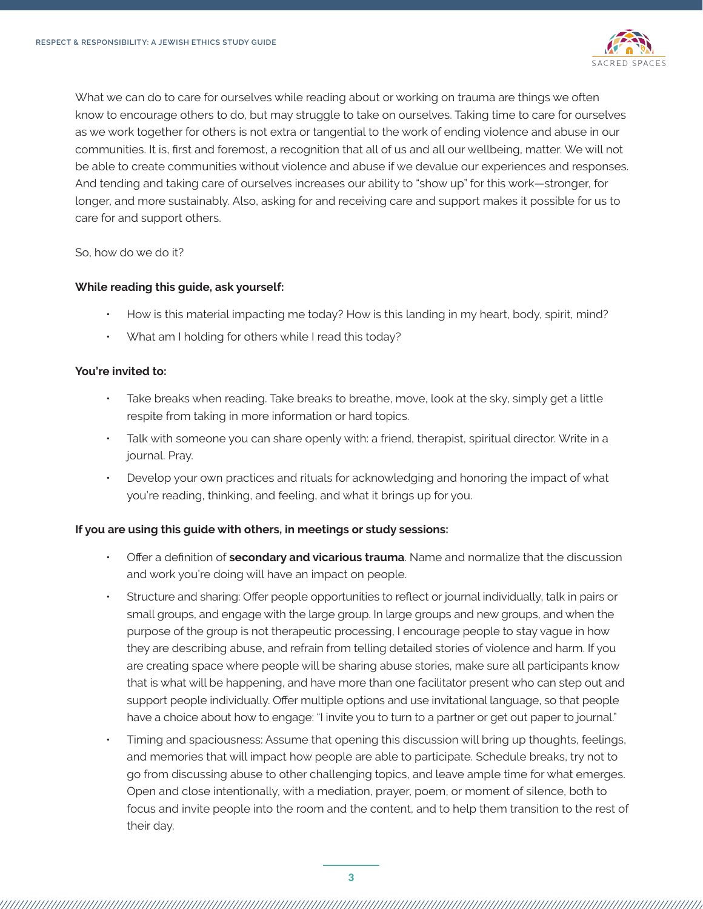What we can do to care for ourselves while reading about or working on trauma are things we often know to encourage others to do, but may struggle to take on ourselves. Taking time to care for ourselves as we work together for others is not extra or tangential to the work of ending violence and abuse in our communities. It is, first and foremost, a recognition that all of us and all our wellbeing, matter. We will not be able to create communities without violence and abuse if we devalue our experiences and responses. And tending and taking care of ourselves increases our ability to "show up" for this work—stronger, for longer, and more sustainably. Also, asking for and receiving care and support makes it possible for us to care for and support others.

So, how do we do it?

**While reading this guide, ask yourself:**

- How is this material impacting me today? How is this landing in my heart, body, spirit, mind?
- What am I holding for others while I read this today?

**You're invited to:**

- Take breaks when reading. Take breaks to breathe, move, look at the sky, simply get a little respite from taking in more information or hard topics.
- Talk with someone you can share openly with: a friend, therapist, spiritual director. Write in a journal. Pray.
- Develop your own practices and rituals for acknowledging and honoring the impact of what you're reading, thinking, and feeling, and what it brings up for you.

**If you are using this guide with others, in meetings or study sessions:**

- Offer a definition of **secondary and vicarious trauma**. Name and normalize that the discussion and work you're doing will have an impact on people.
- Structure and sharing: Offer people opportunities to reflect or journal individually, talk in pairs or small groups, and engage with the large group. In large groups and new groups, and when the purpose of the group is not therapeutic processing, I encourage people to stay vague in how they are describing abuse, and refrain from telling detailed stories of violence and harm. If you are creating space where people will be sharing abuse stories, make sure all participants know that is what will be happening, and have more than one facilitator present who can step out and support people individually. Offer multiple options and use invitational language, so that people have a choice about how to engage: "I invite you to turn to a partner or get out paper to journal."
- Timing and spaciousness: Assume that opening this discussion will bring up thoughts, feelings, and memories that will impact how people are able to participate. Schedule breaks, try not to go from discussing abuse to other challenging topics, and leave ample time for what emerges. Open and close intentionally, with a mediation, prayer, poem, or moment of silence, both to focus and invite people into the room and the content, and to help them transition to the rest of their day.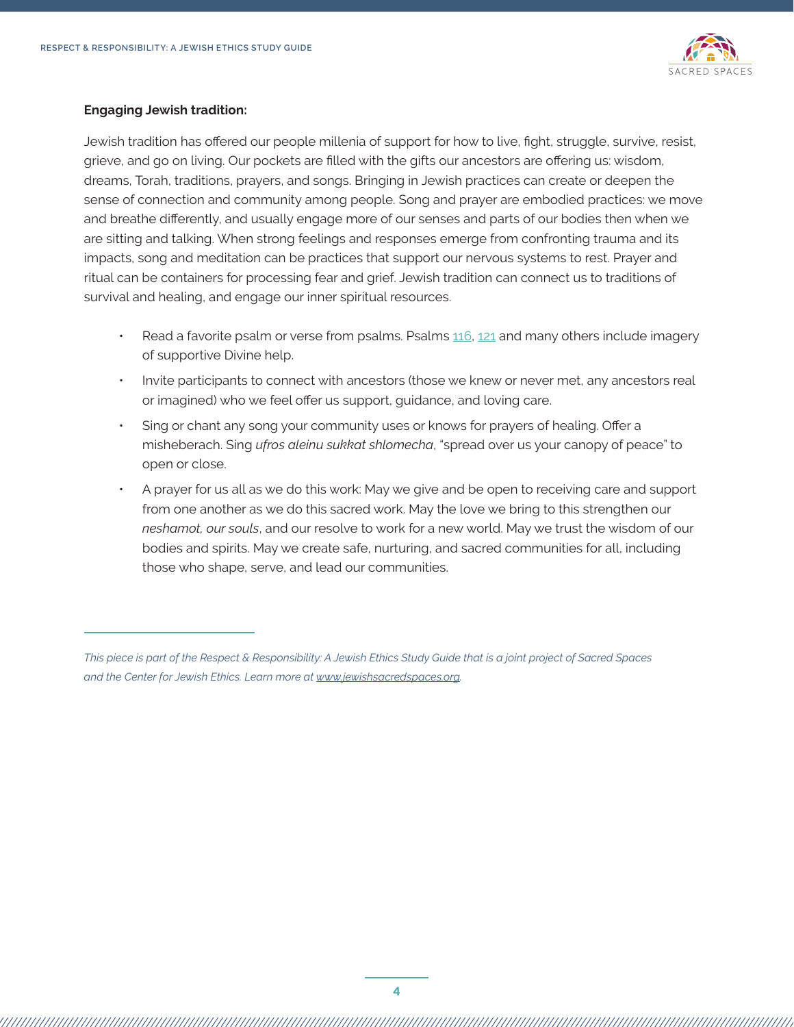**Engaging Jewish tradition:**

Jewish tradition has offered our people millenia of support for how to live, fight, struggle, survive, resist, grieve, and go on living. Our pockets are filled with the gifts our ancestors are offering us: wisdom, dreams, Torah, traditions, prayers, and songs. Bringing in Jewish practices can create or deepen the sense of connection and community among people. Song and prayer are embodied practices: we move and breathe differently, and usually engage more of our senses and parts of our bodies then when we are sitting and talking. When strong feelings and responses emerge from confronting trauma and its impacts, song and meditation can be practices that support our nervous systems to rest. Prayer and ritual can be containers for processing fear and grief. Jewish tradition can connect us to traditions of survival and healing, and engage our inner spiritual resources.

- Read a favorite psalm or verse from psalms. Psalms 116, 121 and many others include imagery of supportive Divine help.
- Invite participants to connect with ancestors (those we knew or never met, any ancestors real or imagined) who we feel offer us support, guidance, and loving care.
- Sing or chant any song your community uses or knows for prayers of healing. Offer a misheberach. Sing *ufros aleinu sukkat shlomecha*, "spread over us your canopy of peace" to open or close.
- A prayer for us all as we do this work: May we give and be open to receiving care and support from one another as we do this sacred work. May the love we bring to this strengthen our *neshamot, our souls*, and our resolve to work for a new world. May we trust the wisdom of our bodies and spirits. May we create safe, nurturing, and sacred communities for all, including those who shape, serve, and lead our communities.

---

*This piece is part of the Respect & Responsibility: A Jewish Ethics Study Guide that is a joint project of Sacred Spaces and the Center for Jewish Ethics. Learn more at www.jewishsacredspaces.org.*